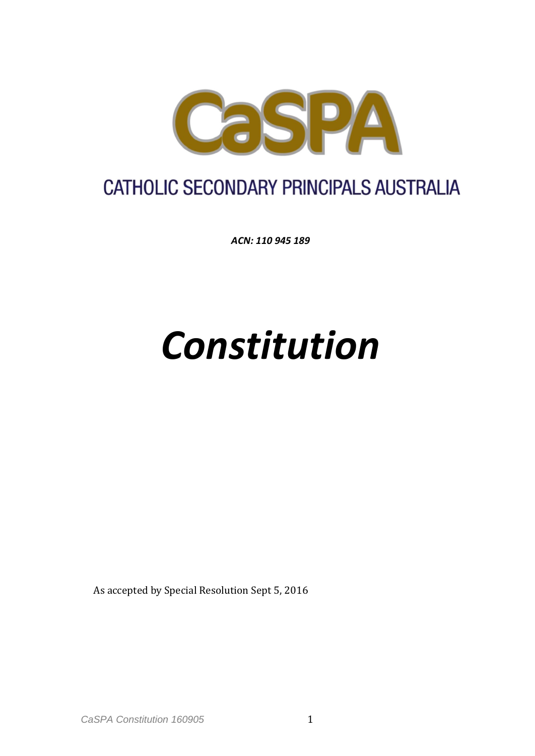# CaSPA

## CATHOLIC SECONDARY PRINCIPALS AUSTRALIA

***ACN: 110 945 189***

# *Constitution*

As accepted by Special Resolution Sept 5, 2016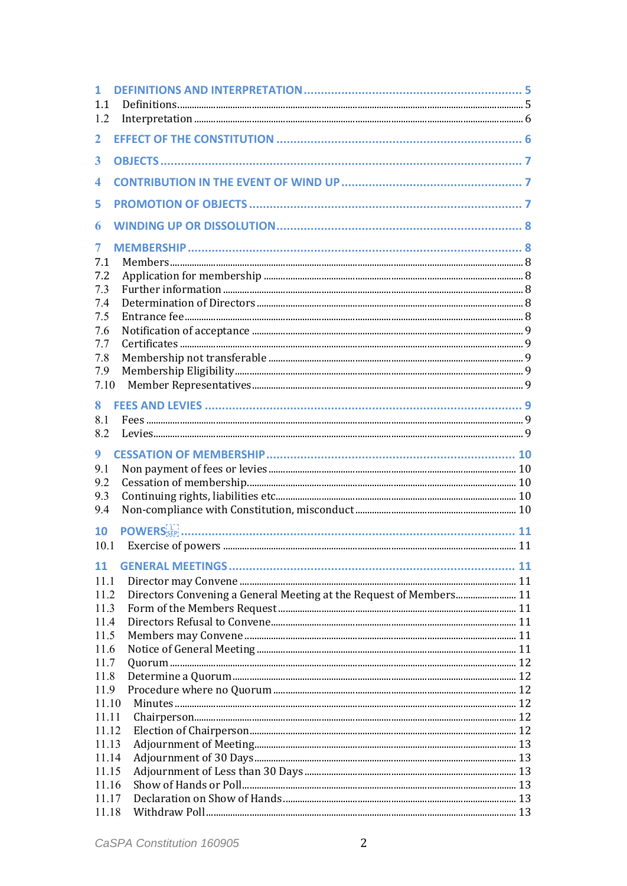1 DEFINITIONS AND INTERPRETATION ........ 5
1.1 Definitions ........ 5
1.2 Interpretation ........ 6

2 EFFECT OF THE CONSTITUTION ........ 6

3 OBJECTS ........ 7

4 CONTRIBUTION IN THE EVENT OF WIND UP ........ 7

5 PROMOTION OF OBJECTS ........ 7

6 WINDING UP OR DISSOLUTION ........ 8

7 MEMBERSHIP ........ 8
7.1 Members ........ 8
7.2 Application for membership ........ 8
7.3 Further information ........ 8
7.4 Determination of Directors ........ 8
7.5 Entrance fee ........ 8
7.6 Notification of acceptance ........ 9
7.7 Certificates ........ 9
7.8 Membership not transferable ........ 9
7.9 Membership Eligibility ........ 9
7.10 Member Representatives ........ 9

8 FEES AND LEVIES ........ 9
8.1 Fees ........ 9
8.2 Levies ........ 9

9 CESSATION OF MEMBERSHIP ........ 10
9.1 Non payment of fees or levies ........ 10
9.2 Cessation of membership ........ 10
9.3 Continuing rights, liabilities etc ........ 10
9.4 Non-compliance with Constitution, misconduct ........ 10

10 POWERS ........ 11
10.1 Exercise of powers ........ 11

11 GENERAL MEETINGS ........ 11
11.1 Director may Convene ........ 11
11.2 Directors Convening a General Meeting at the Request of Members ........ 11
11.3 Form of the Members Request ........ 11
11.4 Directors Refusal to Convene ........ 11
11.5 Members may Convene ........ 11
11.6 Notice of General Meeting ........ 11
11.7 Quorum ........ 12
11.8 Determine a Quorum ........ 12
11.9 Procedure where no Quorum ........ 12
11.10 Minutes ........ 12
11.11 Chairperson ........ 12
11.12 Election of Chairperson ........ 12
11.13 Adjournment of Meeting ........ 13
11.14 Adjournment of 30 Days ........ 13
11.15 Adjournment of Less than 30 Days ........ 13
11.16 Show of Hands or Poll ........ 13
11.17 Declaration on Show of Hands ........ 13
11.18 Withdraw Poll ........ 13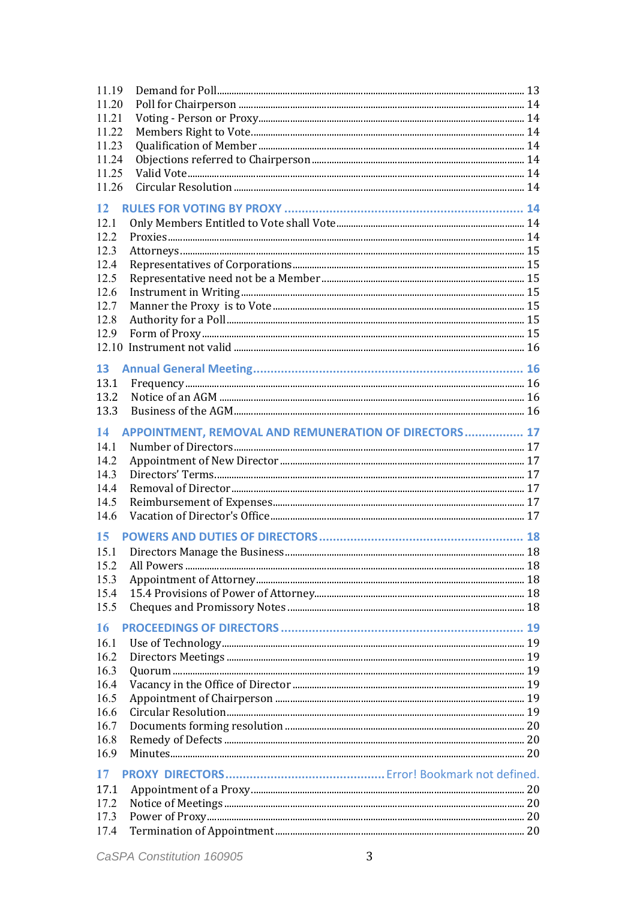11.19 Demand for Poll ........ 13
11.20 Poll for Chairperson ........ 14
11.21 Voting - Person or Proxy ........ 14
11.22 Members Right to Vote ........ 14
11.23 Qualification of Member ........ 14
11.24 Objections referred to Chairperson ........ 14
11.25 Valid Vote ........ 14
11.26 Circular Resolution ........ 14

**12 RULES FOR VOTING BY PROXY ........ 14**

12.1 Only Members Entitled to Vote shall Vote ........ 14
12.2 Proxies ........ 14
12.3 Attorneys ........ 15
12.4 Representatives of Corporations ........ 15
12.5 Representative need not be a Member ........ 15
12.6 Instrument in Writing ........ 15
12.7 Manner the Proxy is to Vote ........ 15
12.8 Authority for a Poll ........ 15
12.9 Form of Proxy ........ 15
12.10 Instrument not valid ........ 16

**13 Annual General Meeting ........ 16**

13.1 Frequency ........ 16
13.2 Notice of an AGM ........ 16
13.3 Business of the AGM ........ 16

**14 APPOINTMENT, REMOVAL AND REMUNERATION OF DIRECTORS ........ 17**

14.1 Number of Directors ........ 17
14.2 Appointment of New Director ........ 17
14.3 Directors' Terms ........ 17
14.4 Removal of Director ........ 17
14.5 Reimbursement of Expenses ........ 17
14.6 Vacation of Director's Office ........ 17

**15 POWERS AND DUTIES OF DIRECTORS ........ 18**

15.1 Directors Manage the Business ........ 18
15.2 All Powers ........ 18
15.3 Appointment of Attorney ........ 18
15.4 15.4 Provisions of Power of Attorney ........ 18
15.5 Cheques and Promissory Notes ........ 18

**16 PROCEEDINGS OF DIRECTORS ........ 19**

16.1 Use of Technology ........ 19
16.2 Directors Meetings ........ 19
16.3 Quorum ........ 19
16.4 Vacancy in the Office of Director ........ 19
16.5 Appointment of Chairperson ........ 19
16.6 Circular Resolution ........ 19
16.7 Documents forming resolution ........ 20
16.8 Remedy of Defects ........ 20
16.9 Minutes ........ 20

**17 PROXY DIRECTORS ........ Error! Bookmark not defined.**

17.1 Appointment of a Proxy ........ 20
17.2 Notice of Meetings ........ 20
17.3 Power of Proxy ........ 20
17.4 Termination of Appointment ........ 20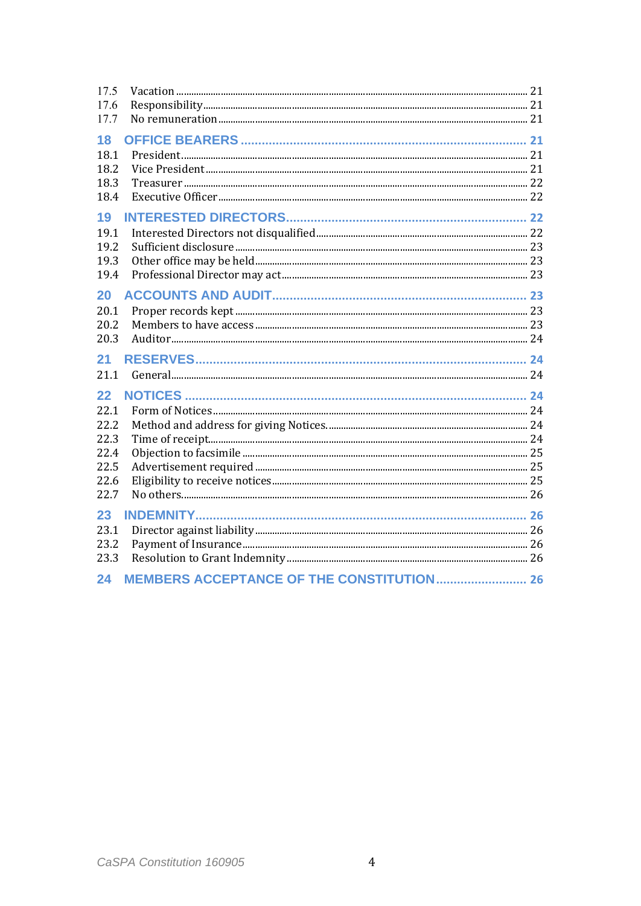17.5 Vacation ........................................................ 21
17.6 Responsibility ................................................... 21
17.7 No remuneration ............................................... 21

**18 OFFICE BEARERS ........................................... 21**

18.1 President ........................................................ 21
18.2 Vice President ................................................. 21
18.3 Treasurer ........................................................ 22
18.4 Executive Officer ............................................. 22

**19 INTERESTED DIRECTORS ................................... 22**

19.1 Interested Directors not disqualified .................. 22
19.2 Sufficient disclosure ........................................ 23
19.3 Other office may be held ................................... 23
19.4 Professional Director may act ............................ 23

**20 ACCOUNTS AND AUDIT ..................................... 23**

20.1 Proper records kept ......................................... 23
20.2 Members to have access ................................... 23
20.3 Auditor ............................................................ 24

**21 RESERVES ........................................................ 24**

21.1 General ........................................................... 24

**22 NOTICES .......................................................... 24**

22.1 Form of Notices ............................................... 24
22.2 Method and address for giving Notices. ............... 24
22.3 Time of receipt ................................................. 24
22.4 Objection to facsimile ....................................... 25
22.5 Advertisement required .................................... 25
22.6 Eligibility to receive notices .............................. 25
22.7 No others. ....................................................... 26

**23 INDEMNITY ...................................................... 26**

23.1 Director against liability .................................... 26
23.2 Payment of Insurance ....................................... 26
23.3 Resolution to Grant Indemnity ........................... 26

**24 MEMBERS ACCEPTANCE OF THE CONSTITUTION .......... 26**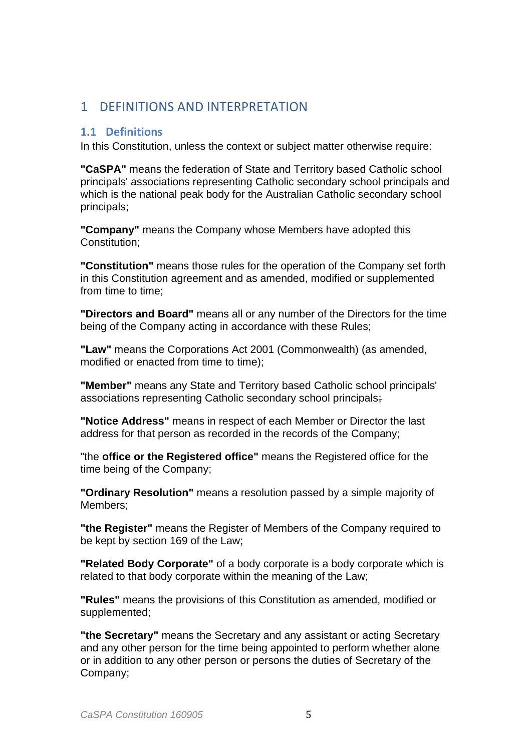# 1 DEFINITIONS AND INTERPRETATION

## 1.1 Definitions

In this Constitution, unless the context or subject matter otherwise require:

**"CaSPA"** means the federation of State and Territory based Catholic school principals' associations representing Catholic secondary school principals and which is the national peak body for the Australian Catholic secondary school principals;

**"Company"** means the Company whose Members have adopted this Constitution;

**"Constitution"** means those rules for the operation of the Company set forth in this Constitution agreement and as amended, modified or supplemented from time to time;

**"Directors and Board"** means all or any number of the Directors for the time being of the Company acting in accordance with these Rules;

**"Law"** means the Corporations Act 2001 (Commonwealth) (as amended, modified or enacted from time to time);

**"Member"** means any State and Territory based Catholic school principals' associations representing Catholic secondary school principals~~;~~

**"Notice Address"** means in respect of each Member or Director the last address for that person as recorded in the records of the Company;

"the **office or the Registered office"** means the Registered office for the time being of the Company;

**"Ordinary Resolution"** means a resolution passed by a simple majority of Members;

**"the Register"** means the Register of Members of the Company required to be kept by section 169 of the Law;

**"Related Body Corporate"** of a body corporate is a body corporate which is related to that body corporate within the meaning of the Law;

**"Rules"** means the provisions of this Constitution as amended, modified or supplemented;

**"the Secretary"** means the Secretary and any assistant or acting Secretary and any other person for the time being appointed to perform whether alone or in addition to any other person or persons the duties of Secretary of the Company;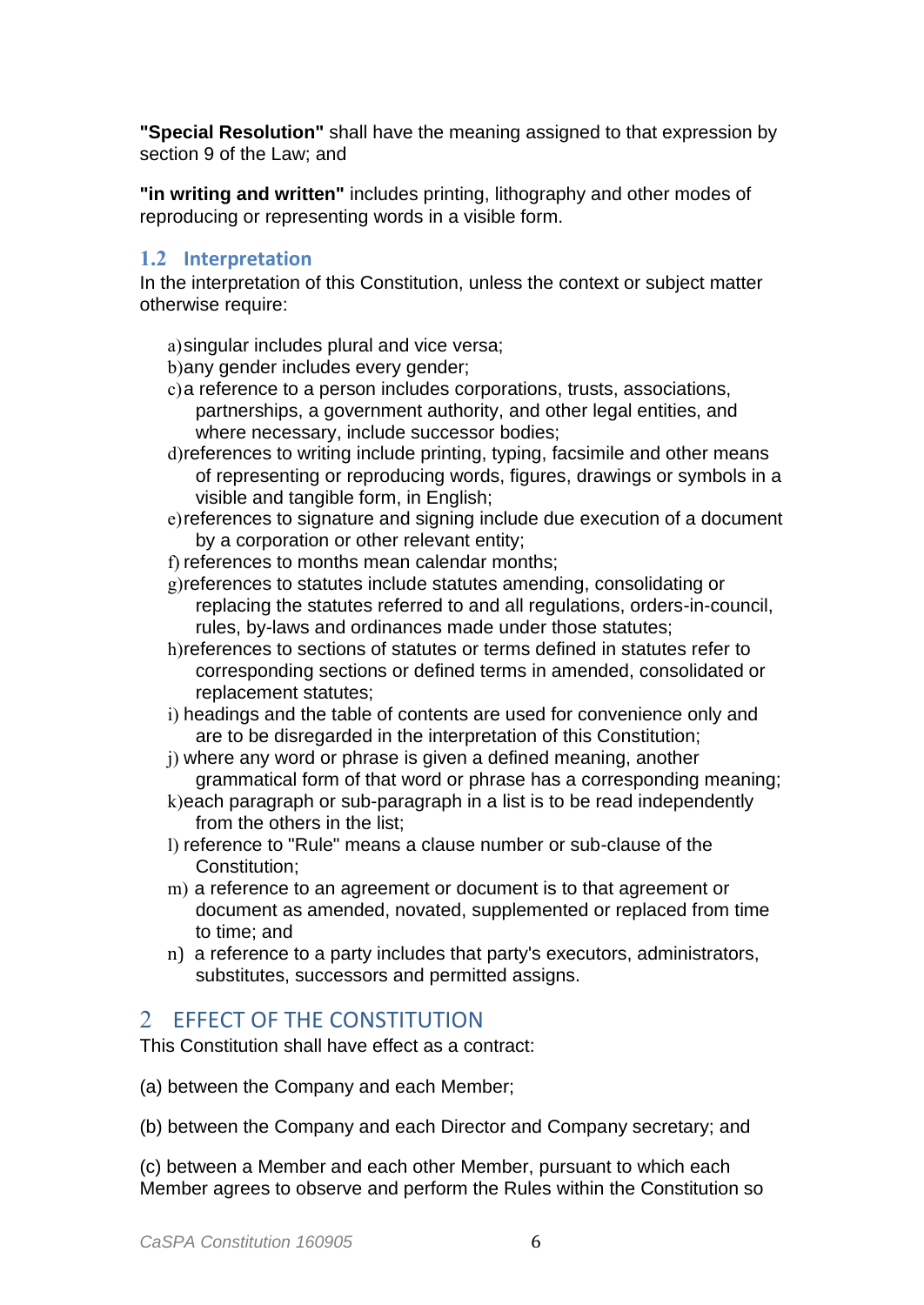**"Special Resolution"** shall have the meaning assigned to that expression by section 9 of the Law; and

**"in writing and written"** includes printing, lithography and other modes of reproducing or representing words in a visible form.

### 1.2 Interpretation

In the interpretation of this Constitution, unless the context or subject matter otherwise require:

a) singular includes plural and vice versa;
b) any gender includes every gender;
c) a reference to a person includes corporations, trusts, associations, partnerships, a government authority, and other legal entities, and where necessary, include successor bodies;
d) references to writing include printing, typing, facsimile and other means of representing or reproducing words, figures, drawings or symbols in a visible and tangible form, in English;
e) references to signature and signing include due execution of a document by a corporation or other relevant entity;
f) references to months mean calendar months;
g) references to statutes include statutes amending, consolidating or replacing the statutes referred to and all regulations, orders-in-council, rules, by-laws and ordinances made under those statutes;
h) references to sections of statutes or terms defined in statutes refer to corresponding sections or defined terms in amended, consolidated or replacement statutes;
i) headings and the table of contents are used for convenience only and are to be disregarded in the interpretation of this Constitution;
j) where any word or phrase is given a defined meaning, another grammatical form of that word or phrase has a corresponding meaning;
k) each paragraph or sub-paragraph in a list is to be read independently from the others in the list;
l) reference to "Rule" means a clause number or sub-clause of the Constitution;
m) a reference to an agreement or document is to that agreement or document as amended, novated, supplemented or replaced from time to time; and
n) a reference to a party includes that party's executors, administrators, substitutes, successors and permitted assigns.

## 2 EFFECT OF THE CONSTITUTION

This Constitution shall have effect as a contract:

(a) between the Company and each Member;

(b) between the Company and each Director and Company secretary; and

(c) between a Member and each other Member, pursuant to which each Member agrees to observe and perform the Rules within the Constitution so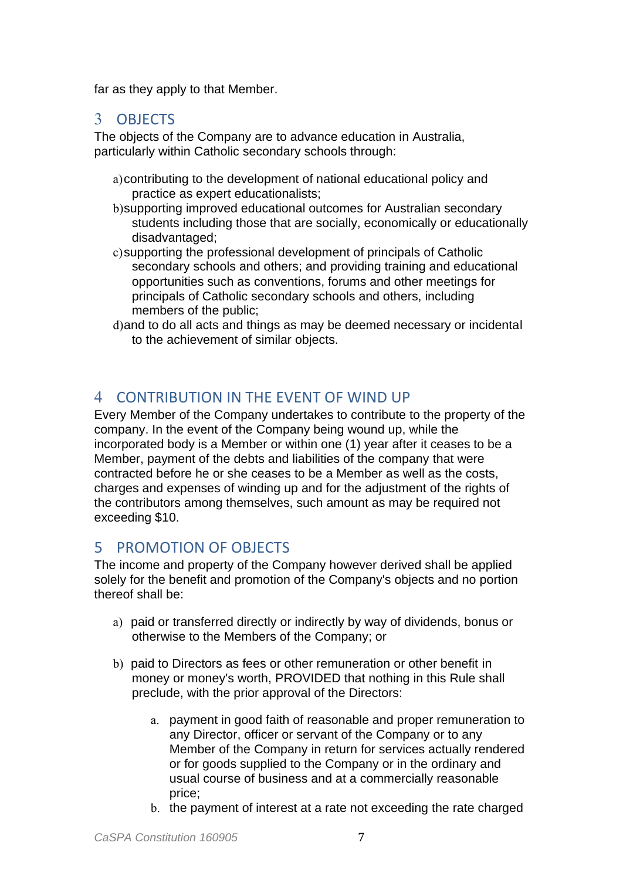far as they apply to that Member.

## 3 OBJECTS

The objects of the Company are to advance education in Australia, particularly within Catholic secondary schools through:

a) contributing to the development of national educational policy and practice as expert educationalists;
b) supporting improved educational outcomes for Australian secondary students including those that are socially, economically or educationally disadvantaged;
c) supporting the professional development of principals of Catholic secondary schools and others; and providing training and educational opportunities such as conventions, forums and other meetings for principals of Catholic secondary schools and others, including members of the public;
d) and to do all acts and things as may be deemed necessary or incidental to the achievement of similar objects.

## 4 CONTRIBUTION IN THE EVENT OF WIND UP

Every Member of the Company undertakes to contribute to the property of the company. In the event of the Company being wound up, while the incorporated body is a Member or within one (1) year after it ceases to be a Member, payment of the debts and liabilities of the company that were contracted before he or she ceases to be a Member as well as the costs, charges and expenses of winding up and for the adjustment of the rights of the contributors among themselves, such amount as may be required not exceeding $10.

## 5 PROMOTION OF OBJECTS

The income and property of the Company however derived shall be applied solely for the benefit and promotion of the Company's objects and no portion thereof shall be:

a) paid or transferred directly or indirectly by way of dividends, bonus or otherwise to the Members of the Company; or

b) paid to Directors as fees or other remuneration or other benefit in money or money's worth, PROVIDED that nothing in this Rule shall preclude, with the prior approval of the Directors:

   a. payment in good faith of reasonable and proper remuneration to any Director, officer or servant of the Company or to any Member of the Company in return for services actually rendered or for goods supplied to the Company or in the ordinary and usual course of business and at a commercially reasonable price;
   b. the payment of interest at a rate not exceeding the rate charged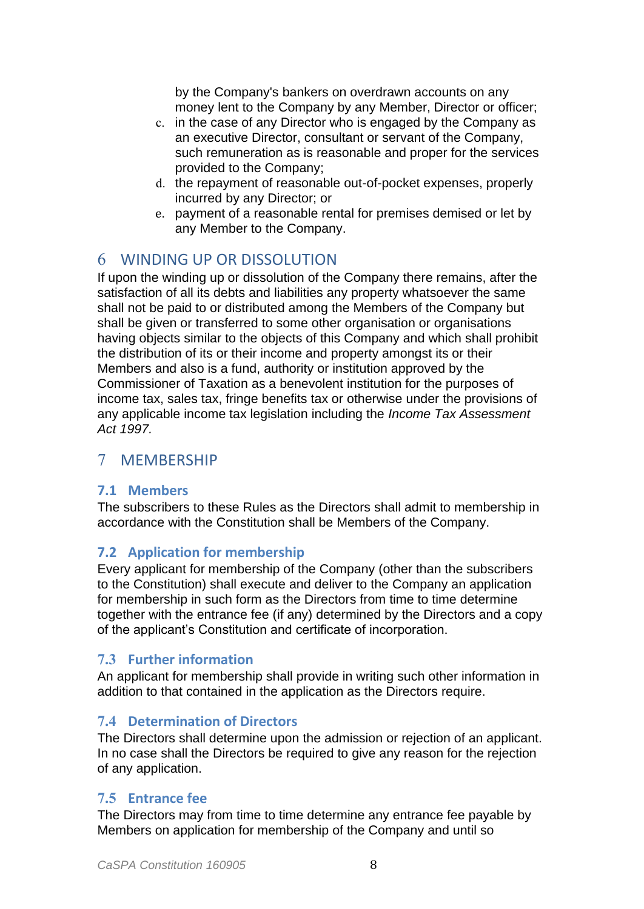by the Company's bankers on overdrawn accounts on any money lent to the Company by any Member, Director or officer;

c. in the case of any Director who is engaged by the Company as an executive Director, consultant or servant of the Company, such remuneration as is reasonable and proper for the services provided to the Company;
d. the repayment of reasonable out-of-pocket expenses, properly incurred by any Director; or
e. payment of a reasonable rental for premises demised or let by any Member to the Company.

# 6 WINDING UP OR DISSOLUTION

If upon the winding up or dissolution of the Company there remains, after the satisfaction of all its debts and liabilities any property whatsoever the same shall not be paid to or distributed among the Members of the Company but shall be given or transferred to some other organisation or organisations having objects similar to the objects of this Company and which shall prohibit the distribution of its or their income and property amongst its or their Members and also is a fund, authority or institution approved by the Commissioner of Taxation as a benevolent institution for the purposes of income tax, sales tax, fringe benefits tax or otherwise under the provisions of any applicable income tax legislation including the *Income Tax Assessment Act 1997.*

# 7 MEMBERSHIP

## 7.1 Members

The subscribers to these Rules as the Directors shall admit to membership in accordance with the Constitution shall be Members of the Company.

## 7.2 Application for membership

Every applicant for membership of the Company (other than the subscribers to the Constitution) shall execute and deliver to the Company an application for membership in such form as the Directors from time to time determine together with the entrance fee (if any) determined by the Directors and a copy of the applicant's Constitution and certificate of incorporation.

## 7.3 Further information

An applicant for membership shall provide in writing such other information in addition to that contained in the application as the Directors require.

## 7.4 Determination of Directors

The Directors shall determine upon the admission or rejection of an applicant. In no case shall the Directors be required to give any reason for the rejection of any application.

## 7.5 Entrance fee

The Directors may from time to time determine any entrance fee payable by Members on application for membership of the Company and until so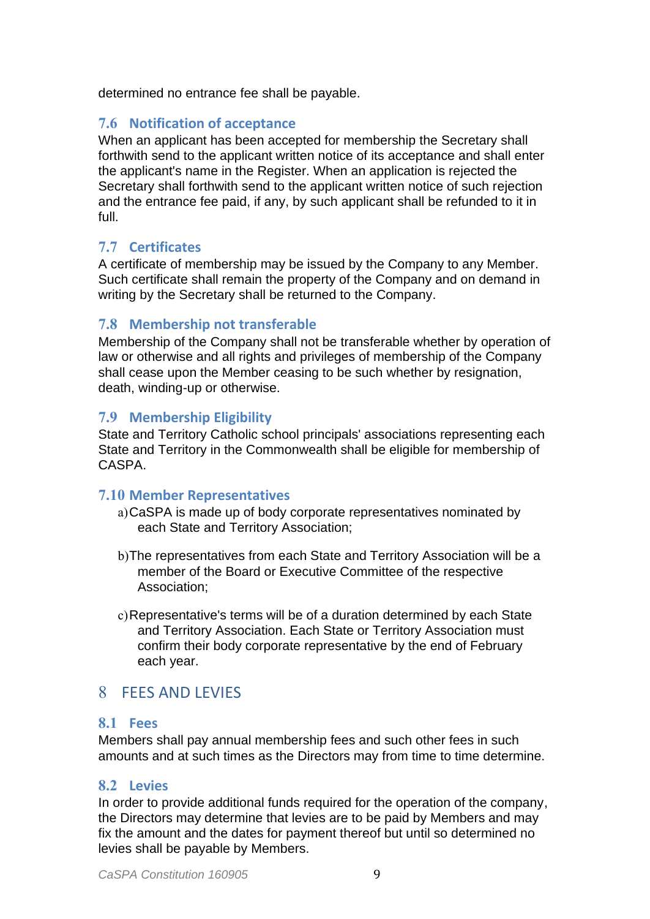determined no entrance fee shall be payable.

### 7.6 Notification of acceptance

When an applicant has been accepted for membership the Secretary shall forthwith send to the applicant written notice of its acceptance and shall enter the applicant's name in the Register. When an application is rejected the Secretary shall forthwith send to the applicant written notice of such rejection and the entrance fee paid, if any, by such applicant shall be refunded to it in full.

### 7.7 Certificates

A certificate of membership may be issued by the Company to any Member. Such certificate shall remain the property of the Company and on demand in writing by the Secretary shall be returned to the Company.

### 7.8 Membership not transferable

Membership of the Company shall not be transferable whether by operation of law or otherwise and all rights and privileges of membership of the Company shall cease upon the Member ceasing to be such whether by resignation, death, winding-up or otherwise.

### 7.9 Membership Eligibility

State and Territory Catholic school principals' associations representing each State and Territory in the Commonwealth shall be eligible for membership of CASPA.

### 7.10 Member Representatives

a) CaSPA is made up of body corporate representatives nominated by each State and Territory Association;

b) The representatives from each State and Territory Association will be a member of the Board or Executive Committee of the respective Association;

c) Representative's terms will be of a duration determined by each State and Territory Association. Each State or Territory Association must confirm their body corporate representative by the end of February each year.

## 8 FEES AND LEVIES

### 8.1 Fees

Members shall pay annual membership fees and such other fees in such amounts and at such times as the Directors may from time to time determine.

### 8.2 Levies

In order to provide additional funds required for the operation of the company, the Directors may determine that levies are to be paid by Members and may fix the amount and the dates for payment thereof but until so determined no levies shall be payable by Members.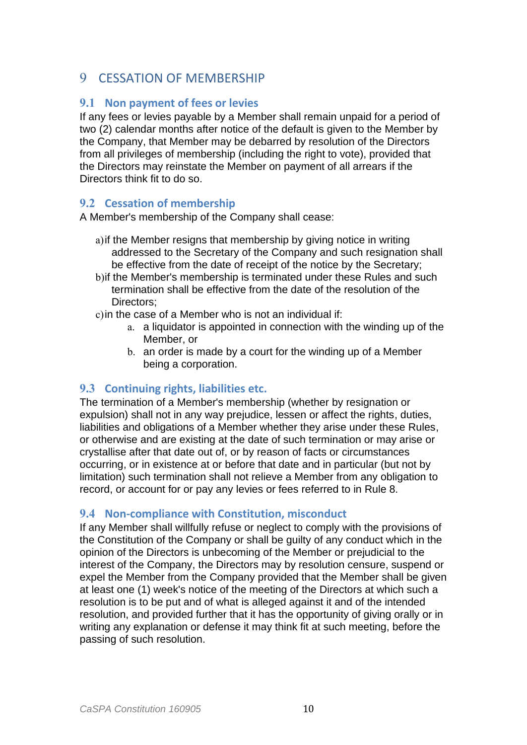# 9 CESSATION OF MEMBERSHIP

## 9.1 Non payment of fees or levies

If any fees or levies payable by a Member shall remain unpaid for a period of two (2) calendar months after notice of the default is given to the Member by the Company, that Member may be debarred by resolution of the Directors from all privileges of membership (including the right to vote), provided that the Directors may reinstate the Member on payment of all arrears if the Directors think fit to do so.

## 9.2 Cessation of membership

A Member's membership of the Company shall cease:

a) if the Member resigns that membership by giving notice in writing addressed to the Secretary of the Company and such resignation shall be effective from the date of receipt of the notice by the Secretary;

b) if the Member's membership is terminated under these Rules and such termination shall be effective from the date of the resolution of the Directors;

c) in the case of a Member who is not an individual if:

   a. a liquidator is appointed in connection with the winding up of the Member, or

   b. an order is made by a court for the winding up of a Member being a corporation.

## 9.3 Continuing rights, liabilities etc.

The termination of a Member's membership (whether by resignation or expulsion) shall not in any way prejudice, lessen or affect the rights, duties, liabilities and obligations of a Member whether they arise under these Rules, or otherwise and are existing at the date of such termination or may arise or crystallise after that date out of, or by reason of facts or circumstances occurring, or in existence at or before that date and in particular (but not by limitation) such termination shall not relieve a Member from any obligation to record, or account for or pay any levies or fees referred to in Rule 8.

## 9.4 Non-compliance with Constitution, misconduct

If any Member shall willfully refuse or neglect to comply with the provisions of the Constitution of the Company or shall be guilty of any conduct which in the opinion of the Directors is unbecoming of the Member or prejudicial to the interest of the Company, the Directors may by resolution censure, suspend or expel the Member from the Company provided that the Member shall be given at least one (1) week's notice of the meeting of the Directors at which such a resolution is to be put and of what is alleged against it and of the intended resolution, and provided further that it has the opportunity of giving orally or in writing any explanation or defense it may think fit at such meeting, before the passing of such resolution.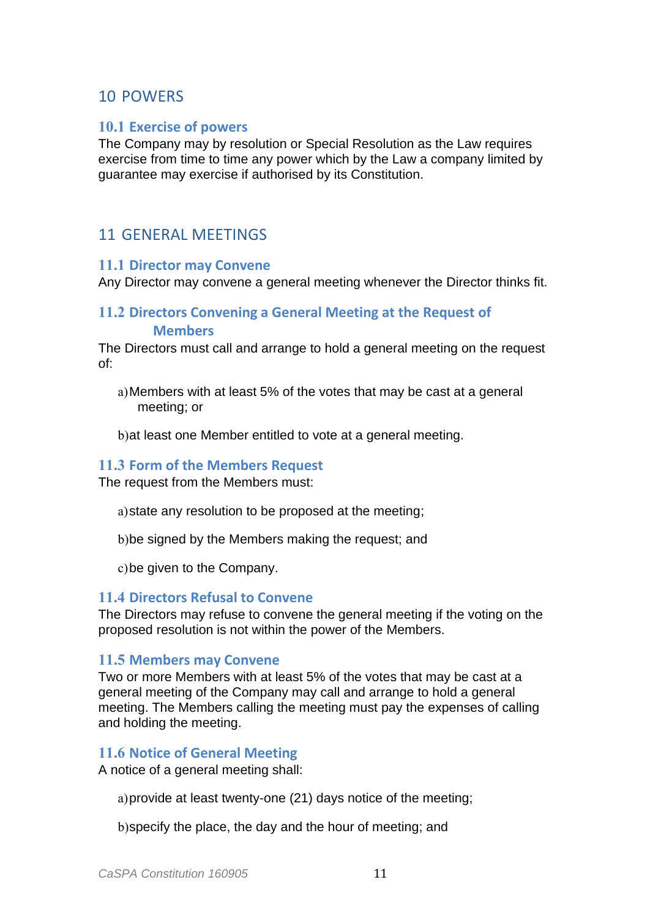## 10 POWERS

### 10.1 Exercise of powers

The Company may by resolution or Special Resolution as the Law requires exercise from time to time any power which by the Law a company limited by guarantee may exercise if authorised by its Constitution.

## 11 GENERAL MEETINGS

### 11.1 Director may Convene

Any Director may convene a general meeting whenever the Director thinks fit.

### 11.2 Directors Convening a General Meeting at the Request of Members

The Directors must call and arrange to hold a general meeting on the request of:

a) Members with at least 5% of the votes that may be cast at a general meeting; or

b) at least one Member entitled to vote at a general meeting.

### 11.3 Form of the Members Request

The request from the Members must:

a) state any resolution to be proposed at the meeting;

b) be signed by the Members making the request; and

c) be given to the Company.

### 11.4 Directors Refusal to Convene

The Directors may refuse to convene the general meeting if the voting on the proposed resolution is not within the power of the Members.

### 11.5 Members may Convene

Two or more Members with at least 5% of the votes that may be cast at a general meeting of the Company may call and arrange to hold a general meeting. The Members calling the meeting must pay the expenses of calling and holding the meeting.

### 11.6 Notice of General Meeting

A notice of a general meeting shall:

a) provide at least twenty-one (21) days notice of the meeting;

b) specify the place, the day and the hour of meeting; and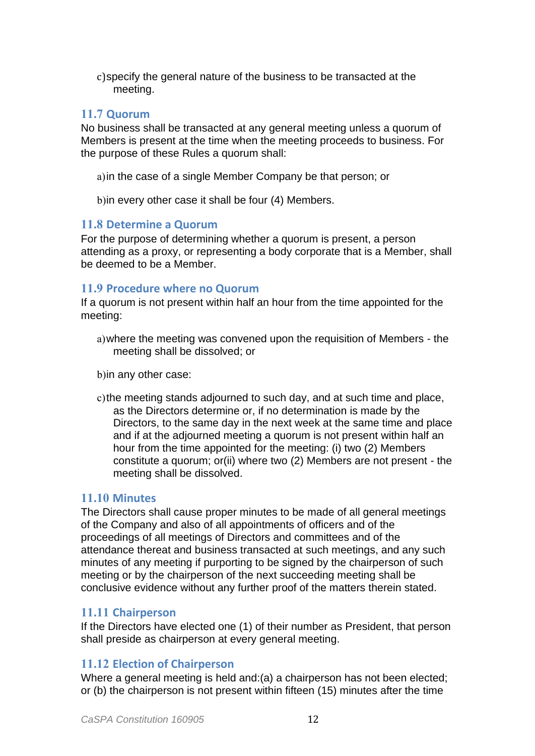c) specify the general nature of the business to be transacted at the meeting.

### 11.7 Quorum

No business shall be transacted at any general meeting unless a quorum of Members is present at the time when the meeting proceeds to business. For the purpose of these Rules a quorum shall:

a) in the case of a single Member Company be that person; or

b) in every other case it shall be four (4) Members.

### 11.8 Determine a Quorum

For the purpose of determining whether a quorum is present, a person attending as a proxy, or representing a body corporate that is a Member, shall be deemed to be a Member.

### 11.9 Procedure where no Quorum

If a quorum is not present within half an hour from the time appointed for the meeting:

a) where the meeting was convened upon the requisition of Members - the meeting shall be dissolved; or

b) in any other case:

c) the meeting stands adjourned to such day, and at such time and place, as the Directors determine or, if no determination is made by the Directors, to the same day in the next week at the same time and place and if at the adjourned meeting a quorum is not present within half an hour from the time appointed for the meeting: (i) two (2) Members constitute a quorum; or(ii) where two (2) Members are not present - the meeting shall be dissolved.

### 11.10 Minutes

The Directors shall cause proper minutes to be made of all general meetings of the Company and also of all appointments of officers and of the proceedings of all meetings of Directors and committees and of the attendance thereat and business transacted at such meetings, and any such minutes of any meeting if purporting to be signed by the chairperson of such meeting or by the chairperson of the next succeeding meeting shall be conclusive evidence without any further proof of the matters therein stated.

### 11.11 Chairperson

If the Directors have elected one (1) of their number as President, that person shall preside as chairperson at every general meeting.

### 11.12 Election of Chairperson

Where a general meeting is held and:(a) a chairperson has not been elected; or (b) the chairperson is not present within fifteen (15) minutes after the time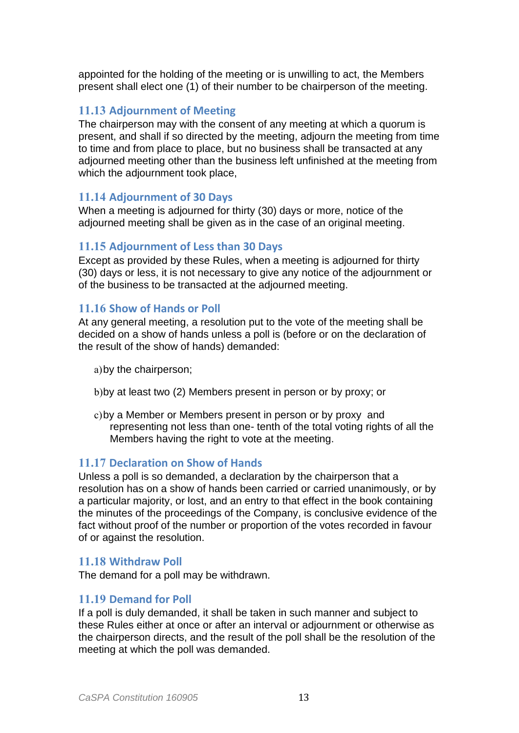appointed for the holding of the meeting or is unwilling to act, the Members present shall elect one (1) of their number to be chairperson of the meeting.

### 11.13 Adjournment of Meeting

The chairperson may with the consent of any meeting at which a quorum is present, and shall if so directed by the meeting, adjourn the meeting from time to time and from place to place, but no business shall be transacted at any adjourned meeting other than the business left unfinished at the meeting from which the adjournment took place,

### 11.14 Adjournment of 30 Days

When a meeting is adjourned for thirty (30) days or more, notice of the adjourned meeting shall be given as in the case of an original meeting.

### 11.15 Adjournment of Less than 30 Days

Except as provided by these Rules, when a meeting is adjourned for thirty (30) days or less, it is not necessary to give any notice of the adjournment or of the business to be transacted at the adjourned meeting.

### 11.16 Show of Hands or Poll

At any general meeting, a resolution put to the vote of the meeting shall be decided on a show of hands unless a poll is (before or on the declaration of the result of the show of hands) demanded:

a) by the chairperson;

b) by at least two (2) Members present in person or by proxy; or

c) by a Member or Members present in person or by proxy and representing not less than one- tenth of the total voting rights of all the Members having the right to vote at the meeting.

### 11.17 Declaration on Show of Hands

Unless a poll is so demanded, a declaration by the chairperson that a resolution has on a show of hands been carried or carried unanimously, or by a particular majority, or lost, and an entry to that effect in the book containing the minutes of the proceedings of the Company, is conclusive evidence of the fact without proof of the number or proportion of the votes recorded in favour of or against the resolution.

### 11.18 Withdraw Poll

The demand for a poll may be withdrawn.

### 11.19 Demand for Poll

If a poll is duly demanded, it shall be taken in such manner and subject to these Rules either at once or after an interval or adjournment or otherwise as the chairperson directs, and the result of the poll shall be the resolution of the meeting at which the poll was demanded.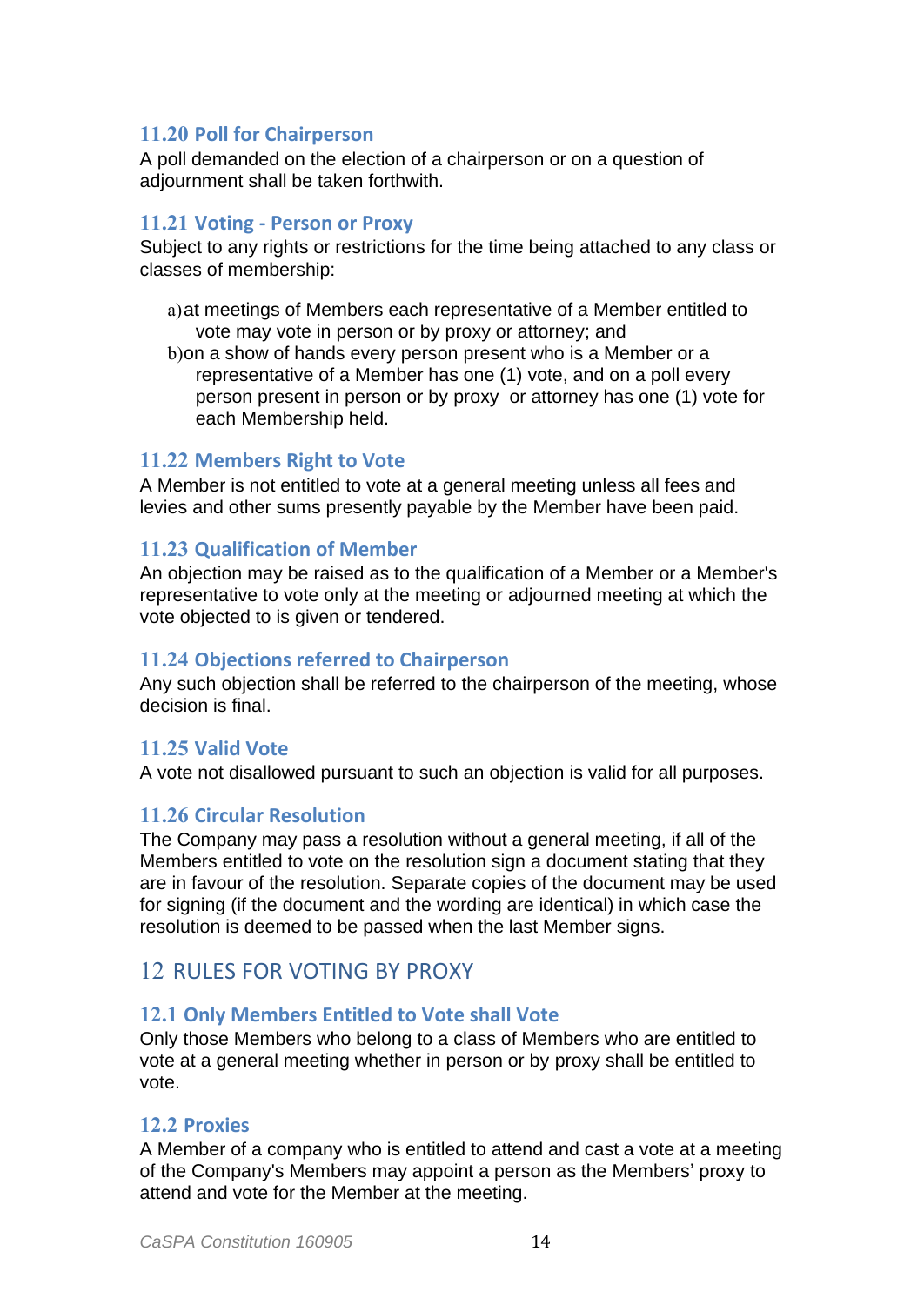### 11.20 Poll for Chairperson

A poll demanded on the election of a chairperson or on a question of adjournment shall be taken forthwith.

### 11.21 Voting - Person or Proxy

Subject to any rights or restrictions for the time being attached to any class or classes of membership:

a) at meetings of Members each representative of a Member entitled to vote may vote in person or by proxy or attorney; and

b) on a show of hands every person present who is a Member or a representative of a Member has one (1) vote, and on a poll every person present in person or by proxy or attorney has one (1) vote for each Membership held.

### 11.22 Members Right to Vote

A Member is not entitled to vote at a general meeting unless all fees and levies and other sums presently payable by the Member have been paid.

### 11.23 Qualification of Member

An objection may be raised as to the qualification of a Member or a Member's representative to vote only at the meeting or adjourned meeting at which the vote objected to is given or tendered.

### 11.24 Objections referred to Chairperson

Any such objection shall be referred to the chairperson of the meeting, whose decision is final.

### 11.25 Valid Vote

A vote not disallowed pursuant to such an objection is valid for all purposes.

### 11.26 Circular Resolution

The Company may pass a resolution without a general meeting, if all of the Members entitled to vote on the resolution sign a document stating that they are in favour of the resolution. Separate copies of the document may be used for signing (if the document and the wording are identical) in which case the resolution is deemed to be passed when the last Member signs.

## 12 RULES FOR VOTING BY PROXY

### 12.1 Only Members Entitled to Vote shall Vote

Only those Members who belong to a class of Members who are entitled to vote at a general meeting whether in person or by proxy shall be entitled to vote.

### 12.2 Proxies

A Member of a company who is entitled to attend and cast a vote at a meeting of the Company's Members may appoint a person as the Members' proxy to attend and vote for the Member at the meeting.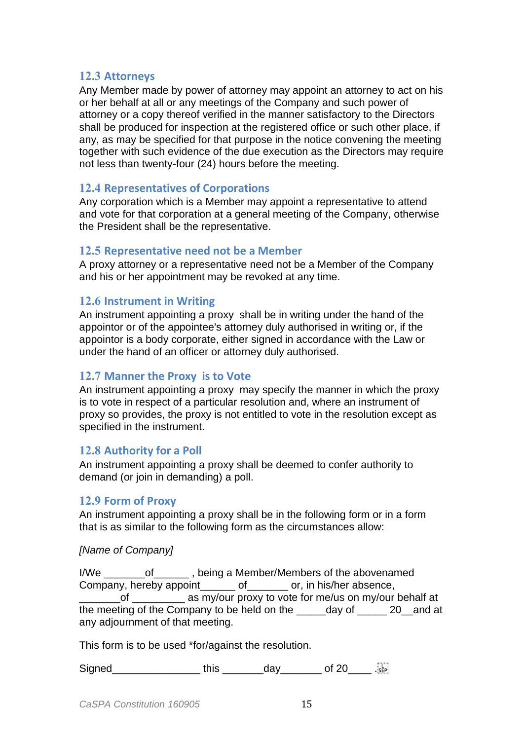### 12.3 Attorneys

Any Member made by power of attorney may appoint an attorney to act on his or her behalf at all or any meetings of the Company and such power of attorney or a copy thereof verified in the manner satisfactory to the Directors shall be produced for inspection at the registered office or such other place, if any, as may be specified for that purpose in the notice convening the meeting together with such evidence of the due execution as the Directors may require not less than twenty-four (24) hours before the meeting.

### 12.4 Representatives of Corporations

Any corporation which is a Member may appoint a representative to attend and vote for that corporation at a general meeting of the Company, otherwise the President shall be the representative.

### 12.5 Representative need not be a Member

A proxy attorney or a representative need not be a Member of the Company and his or her appointment may be revoked at any time.

### 12.6 Instrument in Writing

An instrument appointing a proxy shall be in writing under the hand of the appointor or of the appointee's attorney duly authorised in writing or, if the appointor is a body corporate, either signed in accordance with the Law or under the hand of an officer or attorney duly authorised.

### 12.7 Manner the Proxy is to Vote

An instrument appointing a proxy may specify the manner in which the proxy is to vote in respect of a particular resolution and, where an instrument of proxy so provides, the proxy is not entitled to vote in the resolution except as specified in the instrument.

### 12.8 Authority for a Poll

An instrument appointing a proxy shall be deemed to confer authority to demand (or join in demanding) a poll.

### 12.9 Form of Proxy

An instrument appointing a proxy shall be in the following form or in a form that is as similar to the following form as the circumstances allow:

*[Name of Company]*

I/We _______of______ , being a Member/Members of the abovenamed Company, hereby appoint______ of_______ or, in his/her absence, _______of _________ as my/our proxy to vote for me/us on my/our behalf at the meeting of the Company to be held on the _____day of _____ 20__and at any adjournment of that meeting.

This form is to be used *for/against the resolution.

Signed______________ this _______day_______ of 20____ .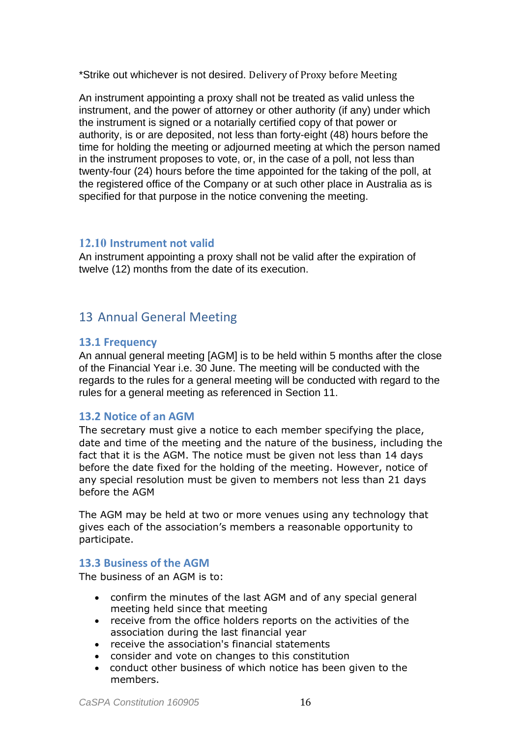*Strike out whichever is not desired. Delivery of Proxy before Meeting

An instrument appointing a proxy shall not be treated as valid unless the instrument, and the power of attorney or other authority (if any) under which the instrument is signed or a notarially certified copy of that power or authority, is or are deposited, not less than forty-eight (48) hours before the time for holding the meeting or adjourned meeting at which the person named in the instrument proposes to vote, or, in the case of a poll, not less than twenty-four (24) hours before the time appointed for the taking of the poll, at the registered office of the Company or at such other place in Australia as is specified for that purpose in the notice convening the meeting.

### 12.10 Instrument not valid

An instrument appointing a proxy shall not be valid after the expiration of twelve (12) months from the date of its execution.

## 13 Annual General Meeting

### 13.1 Frequency

An annual general meeting [AGM] is to be held within 5 months after the close of the Financial Year i.e. 30 June. The meeting will be conducted with the regards to the rules for a general meeting will be conducted with regard to the rules for a general meeting as referenced in Section 11.

### 13.2 Notice of an AGM

The secretary must give a notice to each member specifying the place, date and time of the meeting and the nature of the business, including the fact that it is the AGM. The notice must be given not less than 14 days before the date fixed for the holding of the meeting. However, notice of any special resolution must be given to members not less than 21 days before the AGM

The AGM may be held at two or more venues using any technology that gives each of the association's members a reasonable opportunity to participate.

### 13.3 Business of the AGM

The business of an AGM is to:

- confirm the minutes of the last AGM and of any special general meeting held since that meeting
- receive from the office holders reports on the activities of the association during the last financial year
- receive the association's financial statements
- consider and vote on changes to this constitution
- conduct other business of which notice has been given to the members.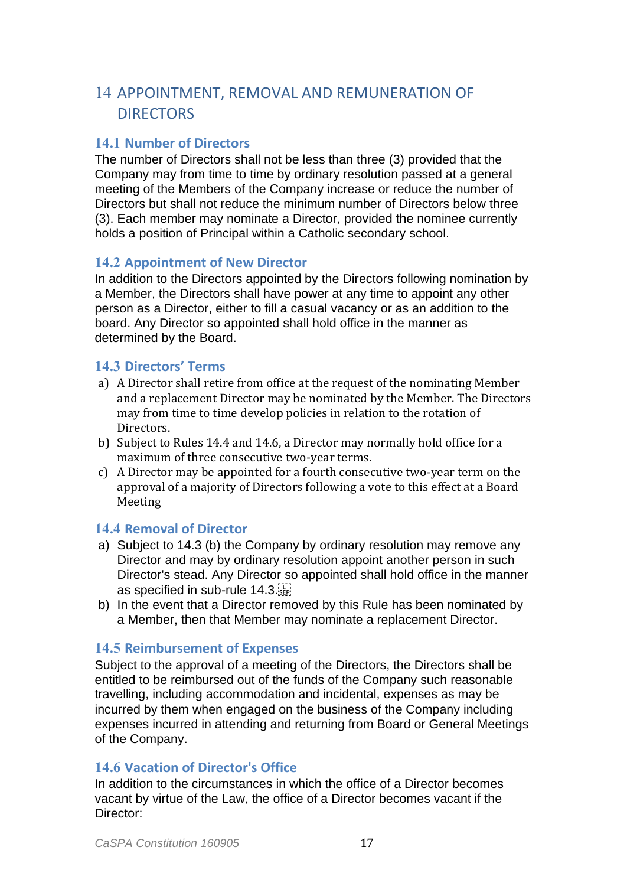# 14 APPOINTMENT, REMOVAL AND REMUNERATION OF DIRECTORS

## 14.1 Number of Directors

The number of Directors shall not be less than three (3) provided that the Company may from time to time by ordinary resolution passed at a general meeting of the Members of the Company increase or reduce the number of Directors but shall not reduce the minimum number of Directors below three (3). Each member may nominate a Director, provided the nominee currently holds a position of Principal within a Catholic secondary school.

## 14.2 Appointment of New Director

In addition to the Directors appointed by the Directors following nomination by a Member, the Directors shall have power at any time to appoint any other person as a Director, either to fill a casual vacancy or as an addition to the board. Any Director so appointed shall hold office in the manner as determined by the Board.

## 14.3 Directors' Terms

a) A Director shall retire from office at the request of the nominating Member and a replacement Director may be nominated by the Member. The Directors may from time to time develop policies in relation to the rotation of Directors.
b) Subject to Rules 14.4 and 14.6, a Director may normally hold office for a maximum of three consecutive two-year terms.
c) A Director may be appointed for a fourth consecutive two-year term on the approval of a majority of Directors following a vote to this effect at a Board Meeting

## 14.4 Removal of Director

a) Subject to 14.3 (b) the Company by ordinary resolution may remove any Director and may by ordinary resolution appoint another person in such Director's stead. Any Director so appointed shall hold office in the manner as specified in sub-rule 14.3.
b) In the event that a Director removed by this Rule has been nominated by a Member, then that Member may nominate a replacement Director.

## 14.5 Reimbursement of Expenses

Subject to the approval of a meeting of the Directors, the Directors shall be entitled to be reimbursed out of the funds of the Company such reasonable travelling, including accommodation and incidental, expenses as may be incurred by them when engaged on the business of the Company including expenses incurred in attending and returning from Board or General Meetings of the Company.

## 14.6 Vacation of Director's Office

In addition to the circumstances in which the office of a Director becomes vacant by virtue of the Law, the office of a Director becomes vacant if the Director: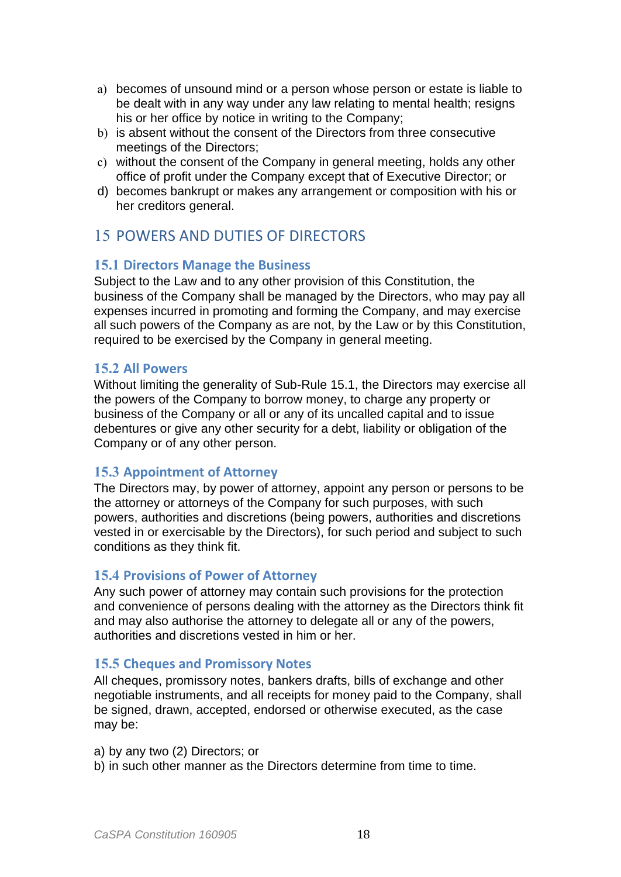a) becomes of unsound mind or a person whose person or estate is liable to be dealt with in any way under any law relating to mental health; resigns his or her office by notice in writing to the Company;
b) is absent without the consent of the Directors from three consecutive meetings of the Directors;
c) without the consent of the Company in general meeting, holds any other office of profit under the Company except that of Executive Director; or
d) becomes bankrupt or makes any arrangement or composition with his or her creditors general.

# 15 POWERS AND DUTIES OF DIRECTORS

## 15.1 Directors Manage the Business

Subject to the Law and to any other provision of this Constitution, the business of the Company shall be managed by the Directors, who may pay all expenses incurred in promoting and forming the Company, and may exercise all such powers of the Company as are not, by the Law or by this Constitution, required to be exercised by the Company in general meeting.

## 15.2 All Powers

Without limiting the generality of Sub-Rule 15.1, the Directors may exercise all the powers of the Company to borrow money, to charge any property or business of the Company or all or any of its uncalled capital and to issue debentures or give any other security for a debt, liability or obligation of the Company or of any other person.

## 15.3 Appointment of Attorney

The Directors may, by power of attorney, appoint any person or persons to be the attorney or attorneys of the Company for such purposes, with such powers, authorities and discretions (being powers, authorities and discretions vested in or exercisable by the Directors), for such period and subject to such conditions as they think fit.

## 15.4 Provisions of Power of Attorney

Any such power of attorney may contain such provisions for the protection and convenience of persons dealing with the attorney as the Directors think fit and may also authorise the attorney to delegate all or any of the powers, authorities and discretions vested in him or her.

## 15.5 Cheques and Promissory Notes

All cheques, promissory notes, bankers drafts, bills of exchange and other negotiable instruments, and all receipts for money paid to the Company, shall be signed, drawn, accepted, endorsed or otherwise executed, as the case may be:

a) by any two (2) Directors; or
b) in such other manner as the Directors determine from time to time.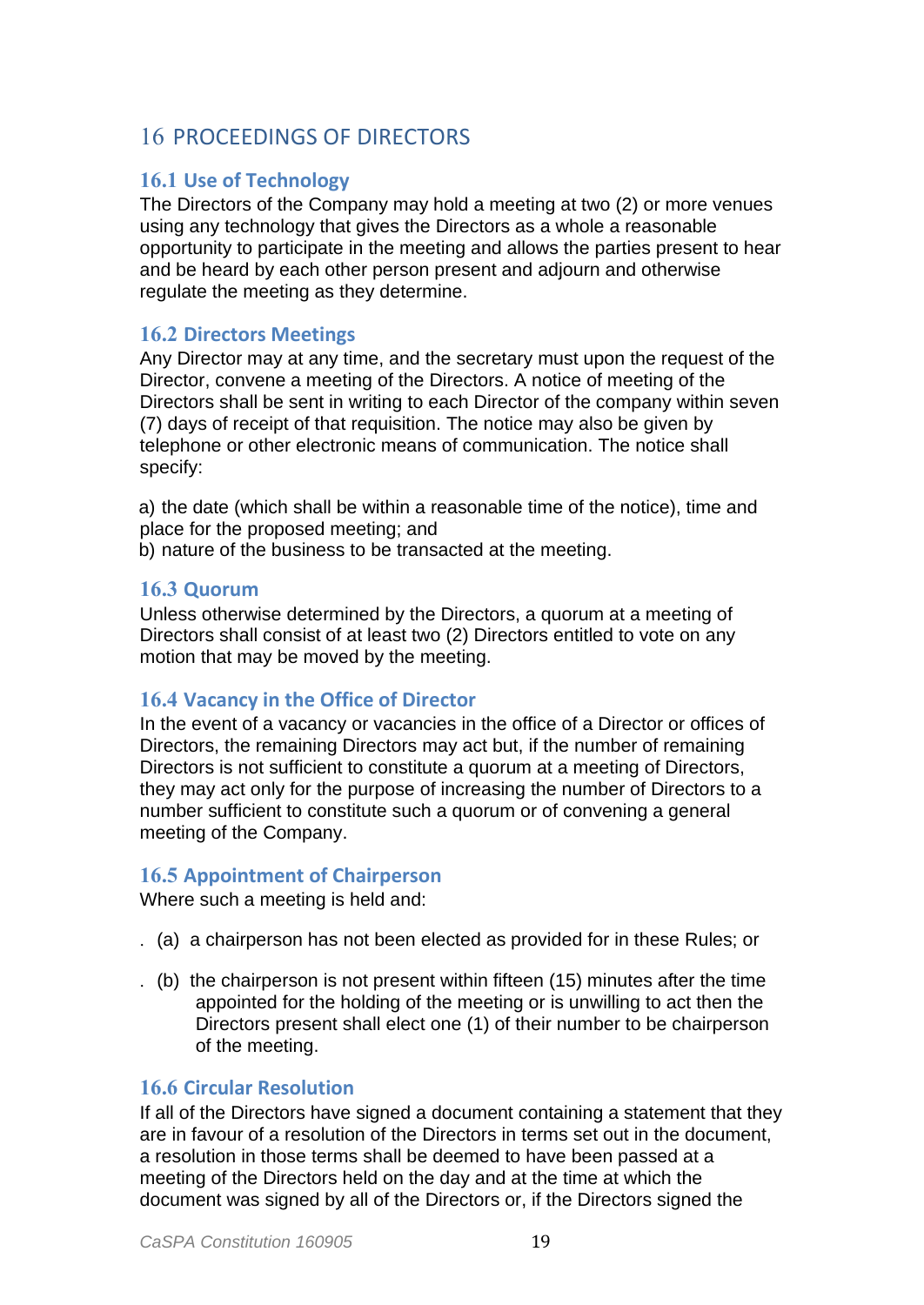## 16 PROCEEDINGS OF DIRECTORS

### 16.1 Use of Technology

The Directors of the Company may hold a meeting at two (2) or more venues using any technology that gives the Directors as a whole a reasonable opportunity to participate in the meeting and allows the parties present to hear and be heard by each other person present and adjourn and otherwise regulate the meeting as they determine.

### 16.2 Directors Meetings

Any Director may at any time, and the secretary must upon the request of the Director, convene a meeting of the Directors. A notice of meeting of the Directors shall be sent in writing to each Director of the company within seven (7) days of receipt of that requisition. The notice may also be given by telephone or other electronic means of communication. The notice shall specify:

a) the date (which shall be within a reasonable time of the notice), time and place for the proposed meeting; and
b) nature of the business to be transacted at the meeting.

### 16.3 Quorum

Unless otherwise determined by the Directors, a quorum at a meeting of Directors shall consist of at least two (2) Directors entitled to vote on any motion that may be moved by the meeting.

### 16.4 Vacancy in the Office of Director

In the event of a vacancy or vacancies in the office of a Director or offices of Directors, the remaining Directors may act but, if the number of remaining Directors is not sufficient to constitute a quorum at a meeting of Directors, they may act only for the purpose of increasing the number of Directors to a number sufficient to constitute such a quorum or of convening a general meeting of the Company.

### 16.5 Appointment of Chairperson

Where such a meeting is held and:

(a) a chairperson has not been elected as provided for in these Rules; or

(b) the chairperson is not present within fifteen (15) minutes after the time appointed for the holding of the meeting or is unwilling to act then the Directors present shall elect one (1) of their number to be chairperson of the meeting.

### 16.6 Circular Resolution

If all of the Directors have signed a document containing a statement that they are in favour of a resolution of the Directors in terms set out in the document, a resolution in those terms shall be deemed to have been passed at a meeting of the Directors held on the day and at the time at which the document was signed by all of the Directors or, if the Directors signed the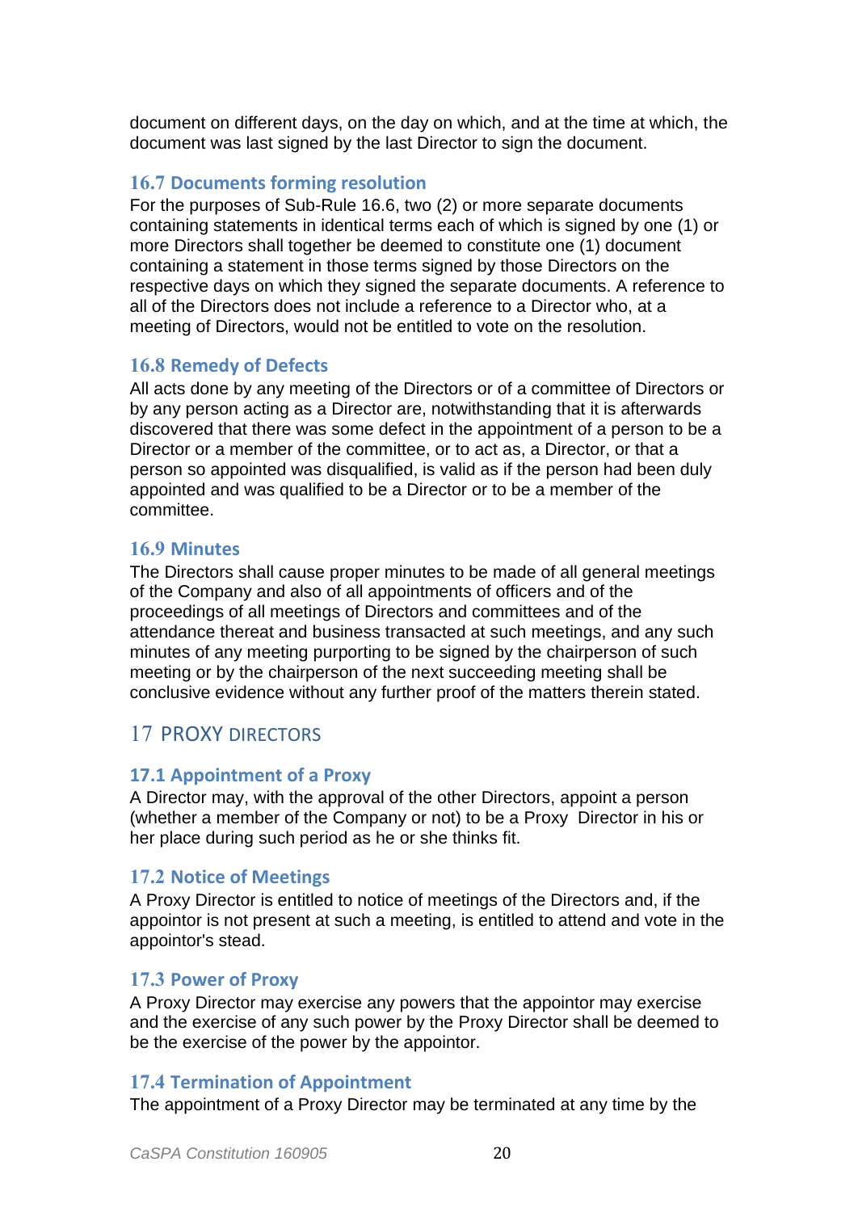document on different days, on the day on which, and at the time at which, the document was last signed by the last Director to sign the document.

### 16.7 Documents forming resolution

For the purposes of Sub-Rule 16.6, two (2) or more separate documents containing statements in identical terms each of which is signed by one (1) or more Directors shall together be deemed to constitute one (1) document containing a statement in those terms signed by those Directors on the respective days on which they signed the separate documents. A reference to all of the Directors does not include a reference to a Director who, at a meeting of Directors, would not be entitled to vote on the resolution.

### 16.8 Remedy of Defects

All acts done by any meeting of the Directors or of a committee of Directors or by any person acting as a Director are, notwithstanding that it is afterwards discovered that there was some defect in the appointment of a person to be a Director or a member of the committee, or to act as, a Director, or that a person so appointed was disqualified, is valid as if the person had been duly appointed and was qualified to be a Director or to be a member of the committee.

### 16.9 Minutes

The Directors shall cause proper minutes to be made of all general meetings of the Company and also of all appointments of officers and of the proceedings of all meetings of Directors and committees and of the attendance thereat and business transacted at such meetings, and any such minutes of any meeting purporting to be signed by the chairperson of such meeting or by the chairperson of the next succeeding meeting shall be conclusive evidence without any further proof of the matters therein stated.

## 17 PROXY DIRECTORS

### 17.1 Appointment of a Proxy

A Director may, with the approval of the other Directors, appoint a person (whether a member of the Company or not) to be a Proxy Director in his or her place during such period as he or she thinks fit.

### 17.2 Notice of Meetings

A Proxy Director is entitled to notice of meetings of the Directors and, if the appointor is not present at such a meeting, is entitled to attend and vote in the appointor's stead.

### 17.3 Power of Proxy

A Proxy Director may exercise any powers that the appointor may exercise and the exercise of any such power by the Proxy Director shall be deemed to be the exercise of the power by the appointor.

### 17.4 Termination of Appointment

The appointment of a Proxy Director may be terminated at any time by the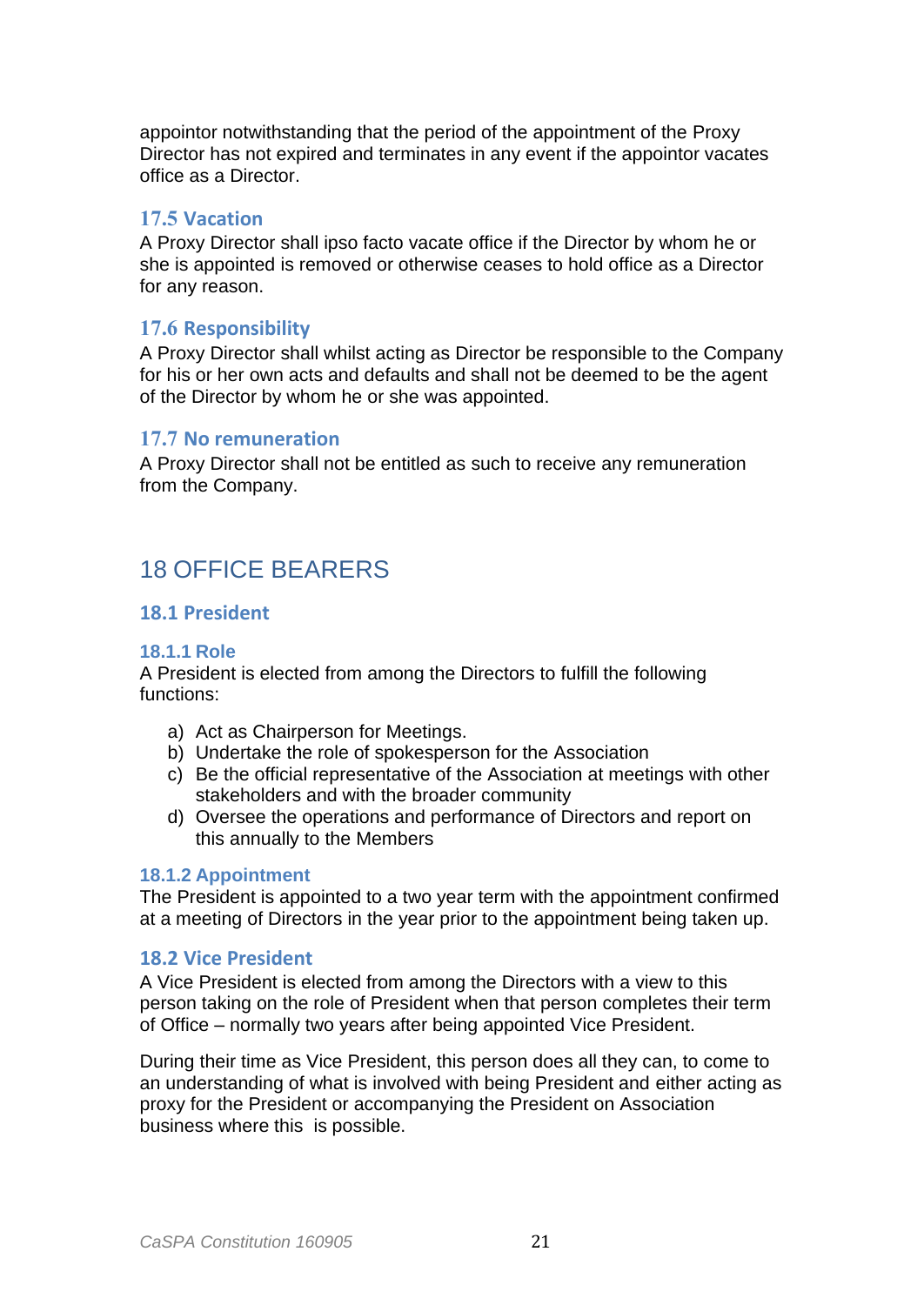appointor notwithstanding that the period of the appointment of the Proxy Director has not expired and terminates in any event if the appointor vacates office as a Director.

### 17.5 Vacation

A Proxy Director shall ipso facto vacate office if the Director by whom he or she is appointed is removed or otherwise ceases to hold office as a Director for any reason.

### 17.6 Responsibility

A Proxy Director shall whilst acting as Director be responsible to the Company for his or her own acts and defaults and shall not be deemed to be the agent of the Director by whom he or she was appointed.

### 17.7 No remuneration

A Proxy Director shall not be entitled as such to receive any remuneration from the Company.

## 18 OFFICE BEARERS

### 18.1 President

#### 18.1.1 Role

A President is elected from among the Directors to fulfill the following functions:

a) Act as Chairperson for Meetings.
b) Undertake the role of spokesperson for the Association
c) Be the official representative of the Association at meetings with other stakeholders and with the broader community
d) Oversee the operations and performance of Directors and report on this annually to the Members

#### 18.1.2 Appointment

The President is appointed to a two year term with the appointment confirmed at a meeting of Directors in the year prior to the appointment being taken up.

### 18.2 Vice President

A Vice President is elected from among the Directors with a view to this person taking on the role of President when that person completes their term of Office – normally two years after being appointed Vice President.

During their time as Vice President, this person does all they can, to come to an understanding of what is involved with being President and either acting as proxy for the President or accompanying the President on Association business where this is possible.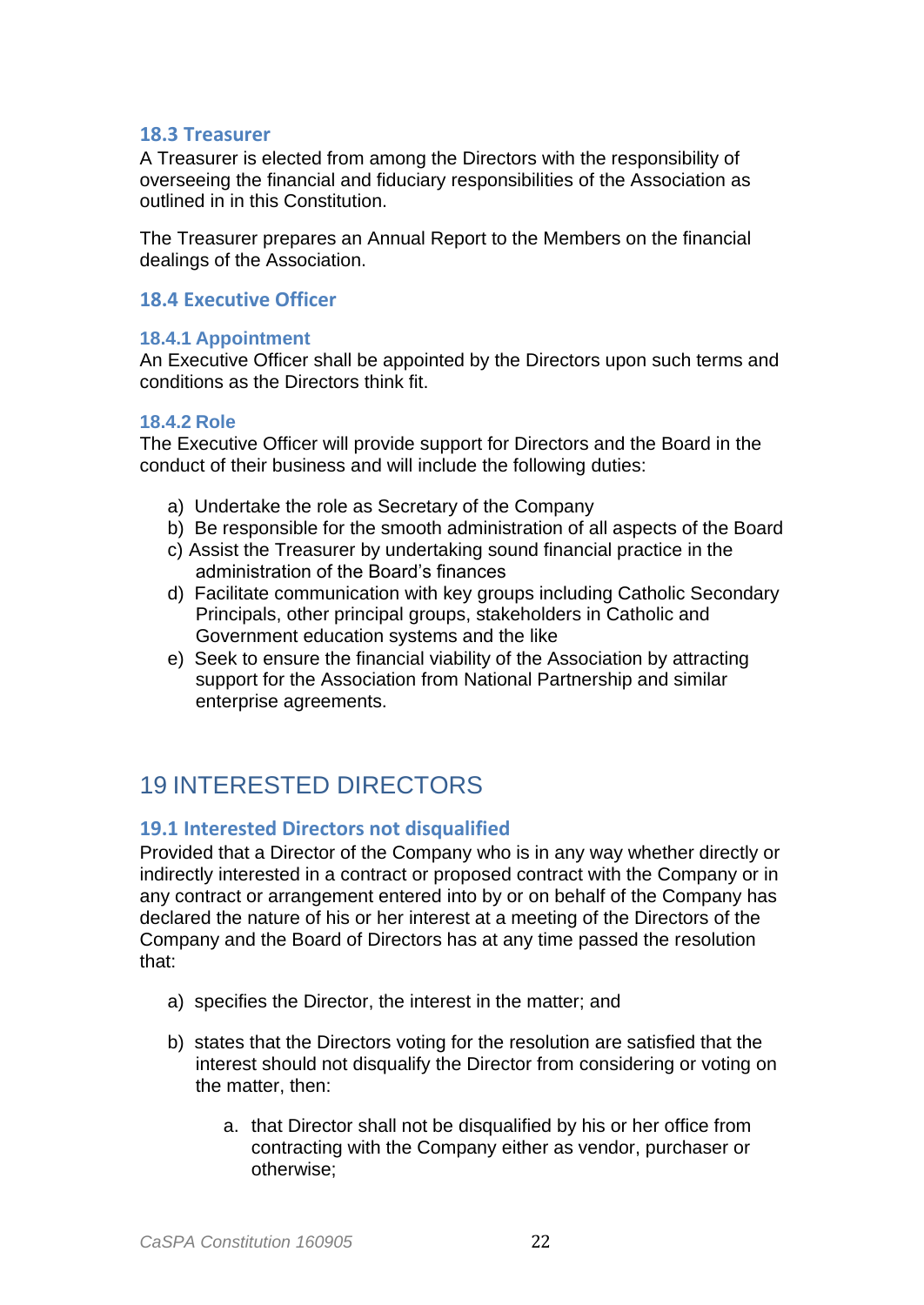### 18.3 Treasurer

A Treasurer is elected from among the Directors with the responsibility of overseeing the financial and fiduciary responsibilities of the Association as outlined in in this Constitution.

The Treasurer prepares an Annual Report to the Members on the financial dealings of the Association.

### 18.4 Executive Officer

#### 18.4.1 Appointment

An Executive Officer shall be appointed by the Directors upon such terms and conditions as the Directors think fit.

#### 18.4.2 Role

The Executive Officer will provide support for Directors and the Board in the conduct of their business and will include the following duties:

a) Undertake the role as Secretary of the Company
b) Be responsible for the smooth administration of all aspects of the Board
c) Assist the Treasurer by undertaking sound financial practice in the administration of the Board's finances
d) Facilitate communication with key groups including Catholic Secondary Principals, other principal groups, stakeholders in Catholic and Government education systems and the like
e) Seek to ensure the financial viability of the Association by attracting support for the Association from National Partnership and similar enterprise agreements.

## 19 INTERESTED DIRECTORS

### 19.1 Interested Directors not disqualified

Provided that a Director of the Company who is in any way whether directly or indirectly interested in a contract or proposed contract with the Company or in any contract or arrangement entered into by or on behalf of the Company has declared the nature of his or her interest at a meeting of the Directors of the Company and the Board of Directors has at any time passed the resolution that:

a) specifies the Director, the interest in the matter; and

b) states that the Directors voting for the resolution are satisfied that the interest should not disqualify the Director from considering or voting on the matter, then:

    a. that Director shall not be disqualified by his or her office from contracting with the Company either as vendor, purchaser or otherwise;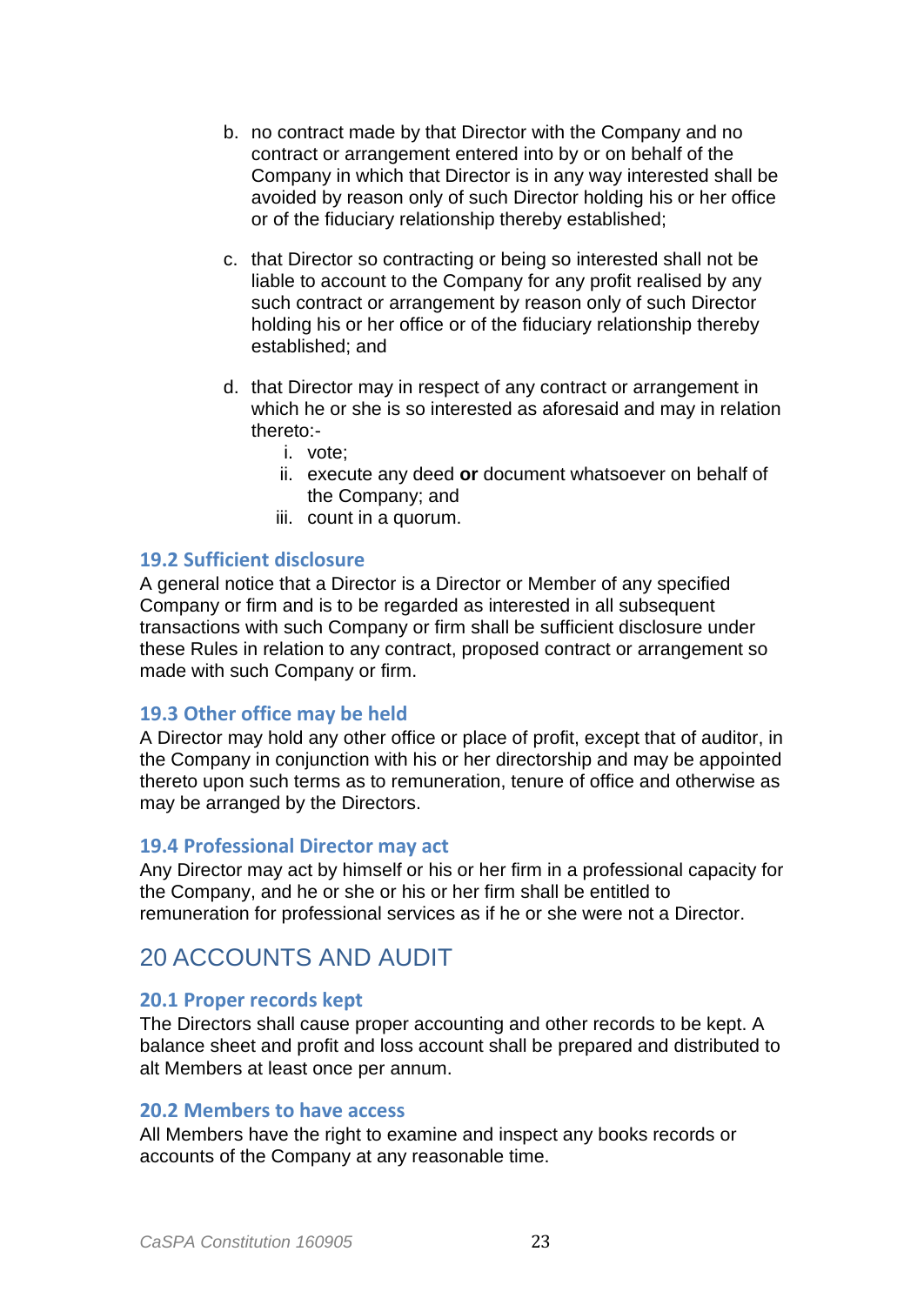b. no contract made by that Director with the Company and no contract or arrangement entered into by or on behalf of the Company in which that Director is in any way interested shall be avoided by reason only of such Director holding his or her office or of the fiduciary relationship thereby established;

c. that Director so contracting or being so interested shall not be liable to account to the Company for any profit realised by any such contract or arrangement by reason only of such Director holding his or her office or of the fiduciary relationship thereby established; and

d. that Director may in respect of any contract or arrangement in which he or she is so interested as aforesaid and may in relation thereto:-
   i. vote;
   ii. execute any deed **or** document whatsoever on behalf of the Company; and
   iii. count in a quorum.

### 19.2 Sufficient disclosure

A general notice that a Director is a Director or Member of any specified Company or firm and is to be regarded as interested in all subsequent transactions with such Company or firm shall be sufficient disclosure under these Rules in relation to any contract, proposed contract or arrangement so made with such Company or firm.

### 19.3 Other office may be held

A Director may hold any other office or place of profit, except that of auditor, in the Company in conjunction with his or her directorship and may be appointed thereto upon such terms as to remuneration, tenure of office and otherwise as may be arranged by the Directors.

### 19.4 Professional Director may act

Any Director may act by himself or his or her firm in a professional capacity for the Company, and he or she or his or her firm shall be entitled to remuneration for professional services as if he or she were not a Director.

## 20 ACCOUNTS AND AUDIT

### 20.1 Proper records kept

The Directors shall cause proper accounting and other records to be kept. A balance sheet and profit and loss account shall be prepared and distributed to alt Members at least once per annum.

### 20.2 Members to have access

All Members have the right to examine and inspect any books records or accounts of the Company at any reasonable time.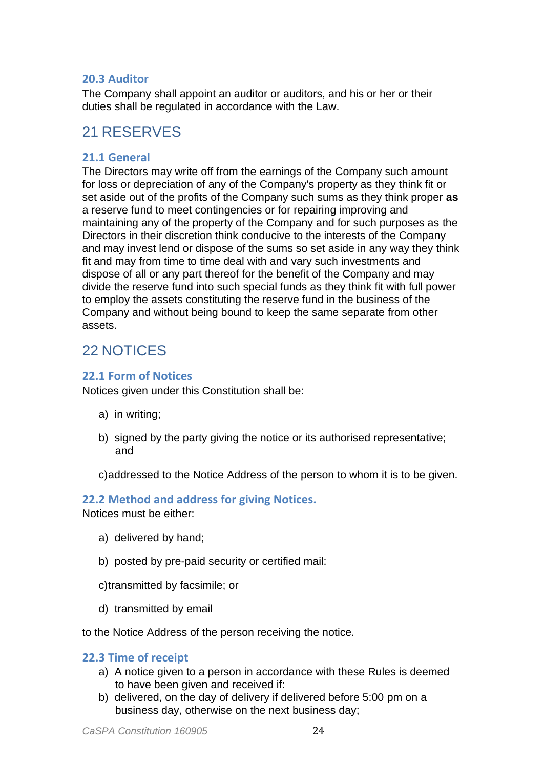### 20.3 Auditor

The Company shall appoint an auditor or auditors, and his or her or their duties shall be regulated in accordance with the Law.

## 21 RESERVES

### 21.1 General

The Directors may write off from the earnings of the Company such amount for loss or depreciation of any of the Company's property as they think fit or set aside out of the profits of the Company such sums as they think proper **as** a reserve fund to meet contingencies or for repairing improving and maintaining any of the property of the Company and for such purposes as the Directors in their discretion think conducive to the interests of the Company and may invest lend or dispose of the sums so set aside in any way they think fit and may from time to time deal with and vary such investments and dispose of all or any part thereof for the benefit of the Company and may divide the reserve fund into such special funds as they think fit with full power to employ the assets constituting the reserve fund in the business of the Company and without being bound to keep the same separate from other assets.

## 22 NOTICES

### 22.1 Form of Notices

Notices given under this Constitution shall be:

a) in writing;

b) signed by the party giving the notice or its authorised representative; and

c) addressed to the Notice Address of the person to whom it is to be given.

### 22.2 Method and address for giving Notices.

Notices must be either:

a) delivered by hand;

b) posted by pre-paid security or certified mail:

c) transmitted by facsimile; or

d) transmitted by email

to the Notice Address of the person receiving the notice.

### 22.3 Time of receipt

a) A notice given to a person in accordance with these Rules is deemed to have been given and received if:

b) delivered, on the day of delivery if delivered before 5:00 pm on a business day, otherwise on the next business day;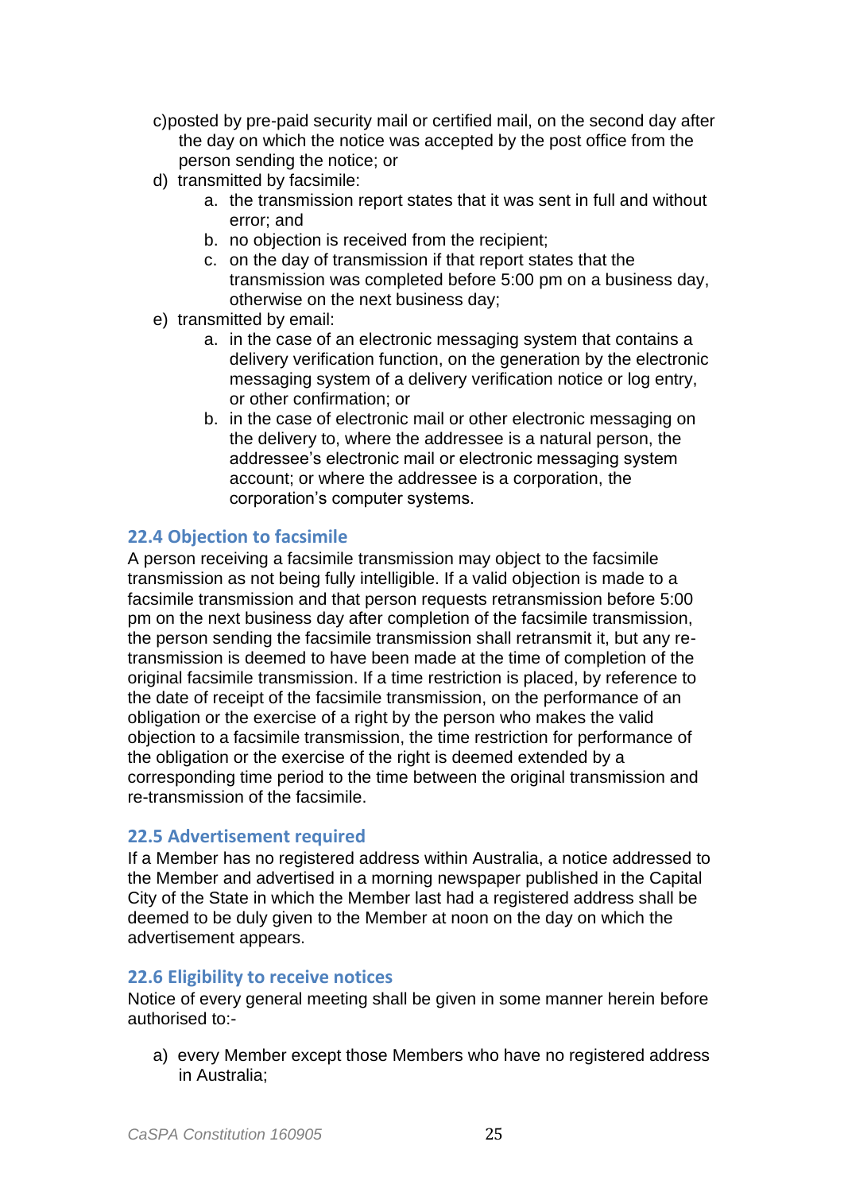c) posted by pre-paid security mail or certified mail, on the second day after the day on which the notice was accepted by the post office from the person sending the notice; or
d) transmitted by facsimile:
    a. the transmission report states that it was sent in full and without error; and
    b. no objection is received from the recipient;
    c. on the day of transmission if that report states that the transmission was completed before 5:00 pm on a business day, otherwise on the next business day;
e) transmitted by email:
    a. in the case of an electronic messaging system that contains a delivery verification function, on the generation by the electronic messaging system of a delivery verification notice or log entry, or other confirmation; or
    b. in the case of electronic mail or other electronic messaging on the delivery to, where the addressee is a natural person, the addressee's electronic mail or electronic messaging system account; or where the addressee is a corporation, the corporation's computer systems.

### 22.4 Objection to facsimile

A person receiving a facsimile transmission may object to the facsimile transmission as not being fully intelligible. If a valid objection is made to a facsimile transmission and that person requests retransmission before 5:00 pm on the next business day after completion of the facsimile transmission, the person sending the facsimile transmission shall retransmit it, but any re-transmission is deemed to have been made at the time of completion of the original facsimile transmission. If a time restriction is placed, by reference to the date of receipt of the facsimile transmission, on the performance of an obligation or the exercise of a right by the person who makes the valid objection to a facsimile transmission, the time restriction for performance of the obligation or the exercise of the right is deemed extended by a corresponding time period to the time between the original transmission and re-transmission of the facsimile.

### 22.5 Advertisement required

If a Member has no registered address within Australia, a notice addressed to the Member and advertised in a morning newspaper published in the Capital City of the State in which the Member last had a registered address shall be deemed to be duly given to the Member at noon on the day on which the advertisement appears.

### 22.6 Eligibility to receive notices

Notice of every general meeting shall be given in some manner herein before authorised to:-

a) every Member except those Members who have no registered address in Australia;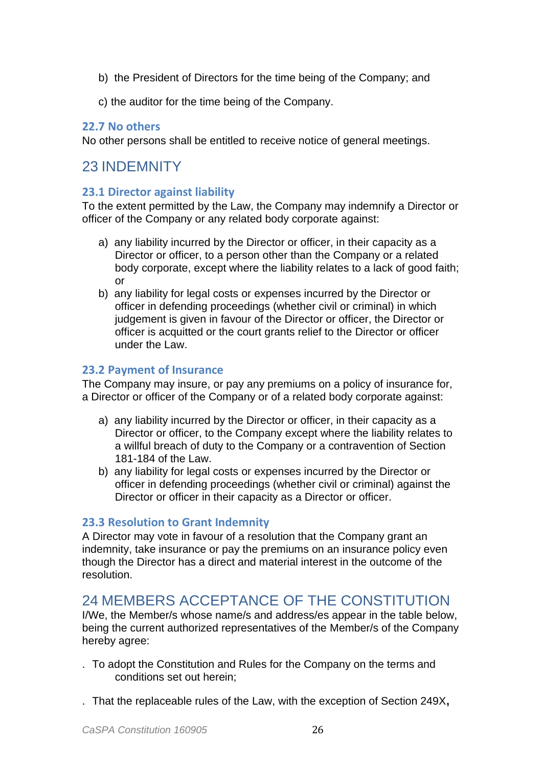b) the President of Directors for the time being of the Company; and

c) the auditor for the time being of the Company.

### 22.7 No others

No other persons shall be entitled to receive notice of general meetings.

## 23 INDEMNITY

### 23.1 Director against liability

To the extent permitted by the Law, the Company may indemnify a Director or officer of the Company or any related body corporate against:

a) any liability incurred by the Director or officer, in their capacity as a Director or officer, to a person other than the Company or a related body corporate, except where the liability relates to a lack of good faith; or
b) any liability for legal costs or expenses incurred by the Director or officer in defending proceedings (whether civil or criminal) in which judgement is given in favour of the Director or officer, the Director or officer is acquitted or the court grants relief to the Director or officer under the Law.

### 23.2 Payment of Insurance

The Company may insure, or pay any premiums on a policy of insurance for, a Director or officer of the Company or of a related body corporate against:

a) any liability incurred by the Director or officer, in their capacity as a Director or officer, to the Company except where the liability relates to a willful breach of duty to the Company or a contravention of Section 181-184 of the Law.
b) any liability for legal costs or expenses incurred by the Director or officer in defending proceedings (whether civil or criminal) against the Director or officer in their capacity as a Director or officer.

### 23.3 Resolution to Grant Indemnity

A Director may vote in favour of a resolution that the Company grant an indemnity, take insurance or pay the premiums on an insurance policy even though the Director has a direct and material interest in the outcome of the resolution.

## 24 MEMBERS ACCEPTANCE OF THE CONSTITUTION

I/We, the Member/s whose name/s and address/es appear in the table below, being the current authorized representatives of the Member/s of the Company hereby agree:

. To adopt the Constitution and Rules for the Company on the terms and conditions set out herein;

. That the replaceable rules of the Law, with the exception of Section 249X,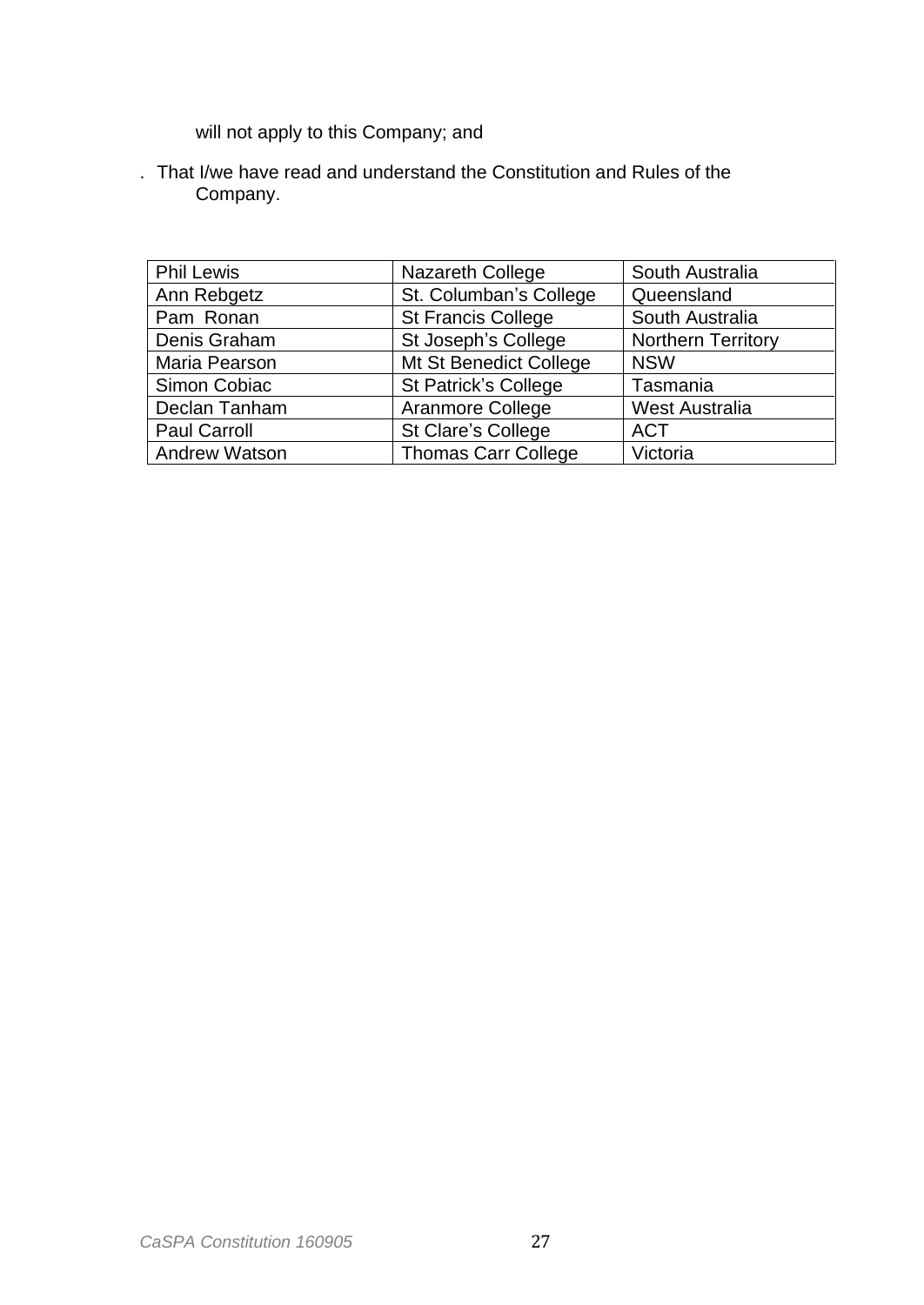will not apply to this Company; and

. That I/we have read and understand the Constitution and Rules of the Company.

| | | |
|---|---|---|
| Phil Lewis | Nazareth College | South Australia |
| Ann Rebgetz | St. Columban's College | Queensland |
| Pam Ronan | St Francis College | South Australia |
| Denis Graham | St Joseph's College | Northern Territory |
| Maria Pearson | Mt St Benedict College | NSW |
| Simon Cobiac | St Patrick's College | Tasmania |
| Declan Tanham | Aranmore College | West Australia |
| Paul Carroll | St Clare's College | ACT |
| Andrew Watson | Thomas Carr College | Victoria |